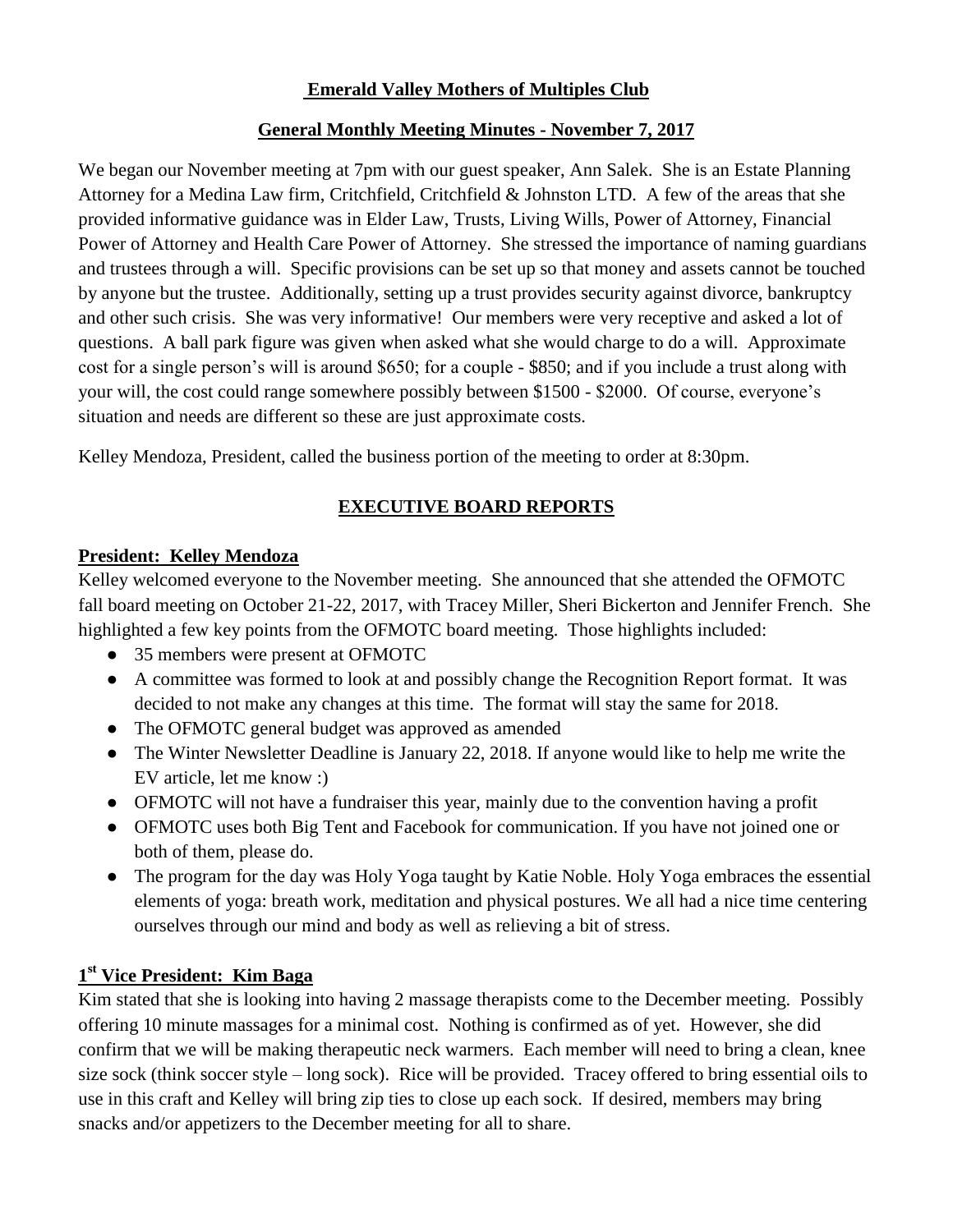**Emerald Valley Mothers of Multiples Club**

**General Monthly Meeting Minutes - November 7, 2017**

We began our November meeting at 7pm with our guest speaker, Ann Salek. She is an Estate Planning Attorney for a Medina Law firm, Critchfield, Critchfield & Johnston LTD. A few of the areas that she provided informative guidance was in Elder Law, Trusts, Living Wills, Power of Attorney, Financial Power of Attorney and Health Care Power of Attorney. She stressed the importance of naming guardians and trustees through a will. Specific provisions can be set up so that money and assets cannot be touched by anyone but the trustee. Additionally, setting up a trust provides security against divorce, bankruptcy and other such crisis. She was very informative! Our members were very receptive and asked a lot of questions. A ball park figure was given when asked what she would charge to do a will. Approximate cost for a single person's will is around $650; for a couple - $850; and if you include a trust along with your will, the cost could range somewhere possibly between $1500 - $2000. Of course, everyone's situation and needs are different so these are just approximate costs.

Kelley Mendoza, President, called the business portion of the meeting to order at 8:30pm.

## EXECUTIVE BOARD REPORTS

**President: Kelley Mendoza**

Kelley welcomed everyone to the November meeting. She announced that she attended the OFMOTC fall board meeting on October 21-22, 2017, with Tracey Miller, Sheri Bickerton and Jennifer French. She highlighted a few key points from the OFMOTC board meeting. Those highlights included:

- 35 members were present at OFMOTC
- A committee was formed to look at and possibly change the Recognition Report format. It was decided to not make any changes at this time. The format will stay the same for 2018.
- The OFMOTC general budget was approved as amended
- The Winter Newsletter Deadline is January 22, 2018. If anyone would like to help me write the EV article, let me know :)
- OFMOTC will not have a fundraiser this year, mainly due to the convention having a profit
- OFMOTC uses both Big Tent and Facebook for communication. If you have not joined one or both of them, please do.
- The program for the day was Holy Yoga taught by Katie Noble. Holy Yoga embraces the essential elements of yoga: breath work, meditation and physical postures. We all had a nice time centering ourselves through our mind and body as well as relieving a bit of stress.

**1st Vice President: Kim Baga**

Kim stated that she is looking into having 2 massage therapists come to the December meeting. Possibly offering 10 minute massages for a minimal cost. Nothing is confirmed as of yet. However, she did confirm that we will be making therapeutic neck warmers. Each member will need to bring a clean, knee size sock (think soccer style – long sock). Rice will be provided. Tracey offered to bring essential oils to use in this craft and Kelley will bring zip ties to close up each sock. If desired, members may bring snacks and/or appetizers to the December meeting for all to share.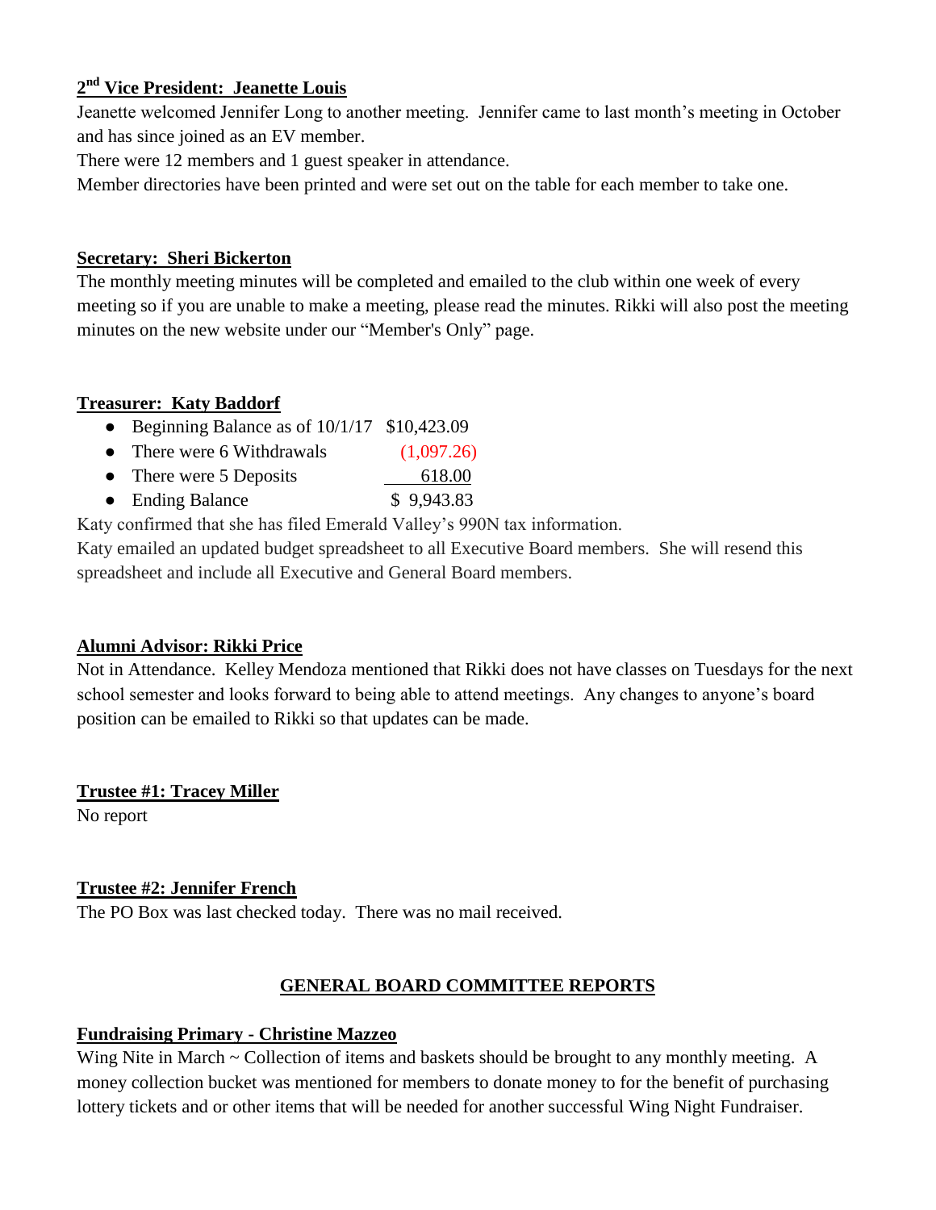## 2nd Vice President: Jeanette Louis

Jeanette welcomed Jennifer Long to another meeting. Jennifer came to last month's meeting in October and has since joined as an EV member.

There were 12 members and 1 guest speaker in attendance.

Member directories have been printed and were set out on the table for each member to take one.

## Secretary: Sheri Bickerton

The monthly meeting minutes will be completed and emailed to the club within one week of every meeting so if you are unable to make a meeting, please read the minutes. Rikki will also post the meeting minutes on the new website under our "Member's Only" page.

## Treasurer: Katy Baddorf

- Beginning Balance as of 10/1/17 $10,423.09
- There were 6 Withdrawals (1,097.26)
- There were 5 Deposits 618.00
- Ending Balance $ 9,943.83

Katy confirmed that she has filed Emerald Valley's 990N tax information.

Katy emailed an updated budget spreadsheet to all Executive Board members. She will resend this spreadsheet and include all Executive and General Board members.

## Alumni Advisor: Rikki Price

Not in Attendance. Kelley Mendoza mentioned that Rikki does not have classes on Tuesdays for the next school semester and looks forward to being able to attend meetings. Any changes to anyone's board position can be emailed to Rikki so that updates can be made.

## Trustee #1: Tracey Miller

No report

## Trustee #2: Jennifer French

The PO Box was last checked today. There was no mail received.

# GENERAL BOARD COMMITTEE REPORTS

## Fundraising Primary - Christine Mazzeo

Wing Nite in March ~ Collection of items and baskets should be brought to any monthly meeting. A money collection bucket was mentioned for members to donate money to for the benefit of purchasing lottery tickets and or other items that will be needed for another successful Wing Night Fundraiser.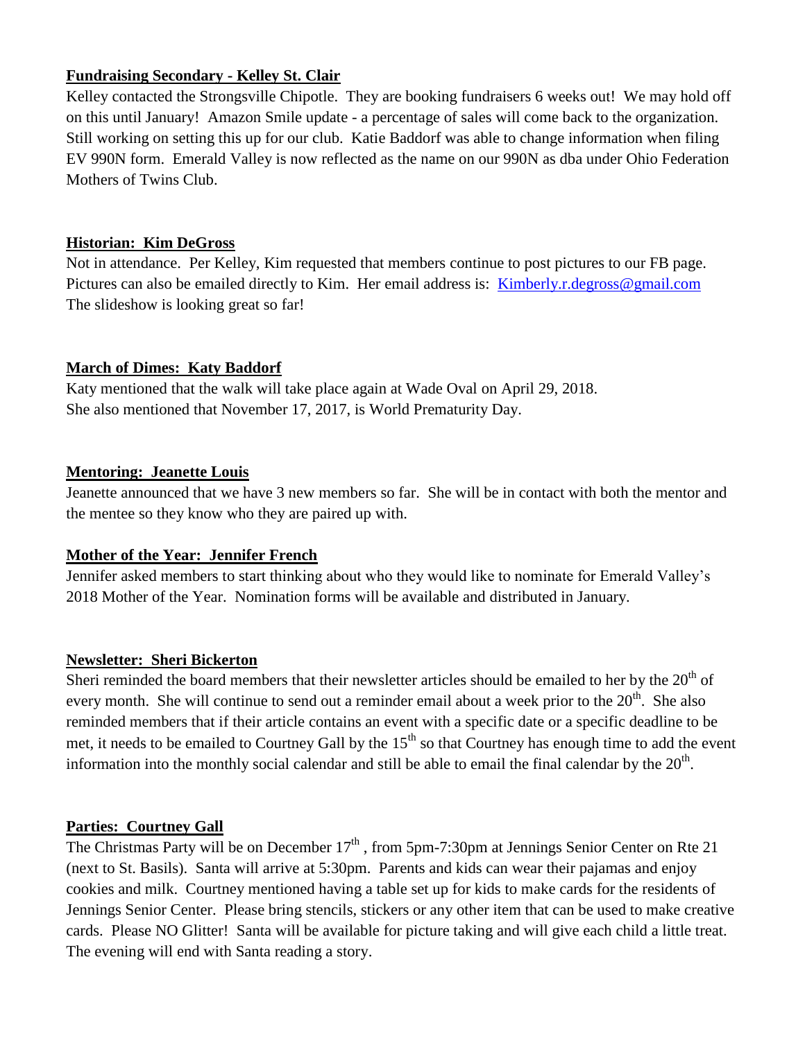**Fundraising Secondary - Kelley St. Clair**

Kelley contacted the Strongsville Chipotle. They are booking fundraisers 6 weeks out! We may hold off on this until January! Amazon Smile update - a percentage of sales will come back to the organization. Still working on setting this up for our club. Katie Baddorf was able to change information when filing EV 990N form. Emerald Valley is now reflected as the name on our 990N as dba under Ohio Federation Mothers of Twins Club.

**Historian: Kim DeGross**

Not in attendance. Per Kelley, Kim requested that members continue to post pictures to our FB page. Pictures can also be emailed directly to Kim. Her email address is: [Kimberly.r.degross@gmail.com](mailto:Kimberly.r.degross@gmail.com)
The slideshow is looking great so far!

**March of Dimes: Katy Baddorf**

Katy mentioned that the walk will take place again at Wade Oval on April 29, 2018.
She also mentioned that November 17, 2017, is World Prematurity Day.

**Mentoring: Jeanette Louis**

Jeanette announced that we have 3 new members so far. She will be in contact with both the mentor and the mentee so they know who they are paired up with.

**Mother of the Year: Jennifer French**

Jennifer asked members to start thinking about who they would like to nominate for Emerald Valley's 2018 Mother of the Year. Nomination forms will be available and distributed in January.

**Newsletter: Sheri Bickerton**

Sheri reminded the board members that their newsletter articles should be emailed to her by the 20th of every month. She will continue to send out a reminder email about a week prior to the 20th. She also reminded members that if their article contains an event with a specific date or a specific deadline to be met, it needs to be emailed to Courtney Gall by the 15th so that Courtney has enough time to add the event information into the monthly social calendar and still be able to email the final calendar by the 20th.

**Parties: Courtney Gall**

The Christmas Party will be on December 17th , from 5pm-7:30pm at Jennings Senior Center on Rte 21 (next to St. Basils). Santa will arrive at 5:30pm. Parents and kids can wear their pajamas and enjoy cookies and milk. Courtney mentioned having a table set up for kids to make cards for the residents of Jennings Senior Center. Please bring stencils, stickers or any other item that can be used to make creative cards. Please NO Glitter! Santa will be available for picture taking and will give each child a little treat. The evening will end with Santa reading a story.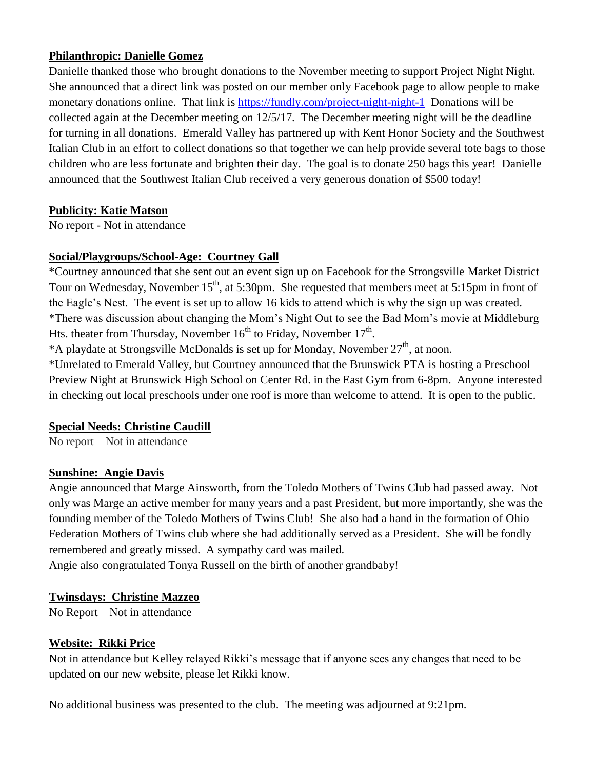**Philanthropic: Danielle Gomez**

Danielle thanked those who brought donations to the November meeting to support Project Night Night. She announced that a direct link was posted on our member only Facebook page to allow people to make monetary donations online. That link is https://fundly.com/project-night-night-1 Donations will be collected again at the December meeting on 12/5/17. The December meeting night will be the deadline for turning in all donations. Emerald Valley has partnered up with Kent Honor Society and the Southwest Italian Club in an effort to collect donations so that together we can help provide several tote bags to those children who are less fortunate and brighten their day. The goal is to donate 250 bags this year! Danielle announced that the Southwest Italian Club received a very generous donation of $500 today!

**Publicity: Katie Matson**

No report - Not in attendance

**Social/Playgroups/School-Age: Courtney Gall**

*Courtney announced that she sent out an event sign up on Facebook for the Strongsville Market District Tour on Wednesday, November 15th, at 5:30pm. She requested that members meet at 5:15pm in front of the Eagle's Nest. The event is set up to allow 16 kids to attend which is why the sign up was created.
*There was discussion about changing the Mom's Night Out to see the Bad Mom's movie at Middleburg Hts. theater from Thursday, November 16th to Friday, November 17th.
*A playdate at Strongsville McDonalds is set up for Monday, November 27th, at noon.
*Unrelated to Emerald Valley, but Courtney announced that the Brunswick PTA is hosting a Preschool Preview Night at Brunswick High School on Center Rd. in the East Gym from 6-8pm. Anyone interested in checking out local preschools under one roof is more than welcome to attend. It is open to the public.

**Special Needs: Christine Caudill**

No report – Not in attendance

**Sunshine: Angie Davis**

Angie announced that Marge Ainsworth, from the Toledo Mothers of Twins Club had passed away. Not only was Marge an active member for many years and a past President, but more importantly, she was the founding member of the Toledo Mothers of Twins Club! She also had a hand in the formation of Ohio Federation Mothers of Twins club where she had additionally served as a President. She will be fondly remembered and greatly missed. A sympathy card was mailed.
Angie also congratulated Tonya Russell on the birth of another grandbaby!

**Twinsdays: Christine Mazzeo**

No Report – Not in attendance

**Website: Rikki Price**

Not in attendance but Kelley relayed Rikki's message that if anyone sees any changes that need to be updated on our new website, please let Rikki know.

No additional business was presented to the club. The meeting was adjourned at 9:21pm.